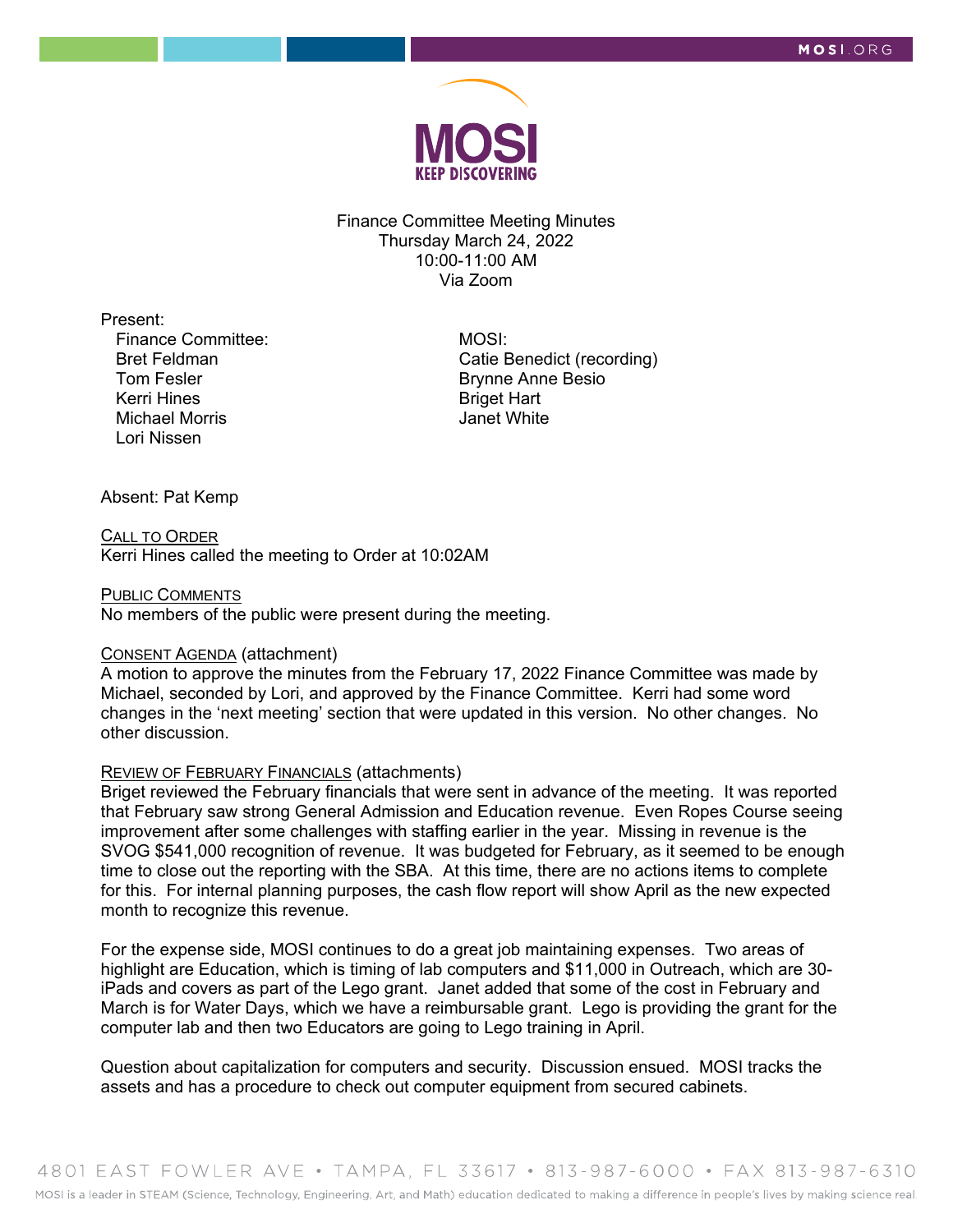# Finance Committee Meeting Minutes

Thursday March 24, 2022
10:00-11:00 AM
Via Zoom

Present:

Finance Committee:
- Bret Feldman
- Tom Fesler
- Kerri Hines
- Michael Morris
- Lori Nissen

MOSI:
- Catie Benedict (recording)
- Brynne Anne Besio
- Briget Hart
- Janet White

Absent: Pat Kemp

## CALL TO ORDER

Kerri Hines called the meeting to Order at 10:02AM

## PUBLIC COMMENTS

No members of the public were present during the meeting.

## CONSENT AGENDA (attachment)

A motion to approve the minutes from the February 17, 2022 Finance Committee was made by Michael, seconded by Lori, and approved by the Finance Committee. Kerri had some word changes in the 'next meeting' section that were updated in this version. No other changes. No other discussion.

## REVIEW OF FEBRUARY FINANCIALS (attachments)

Briget reviewed the February financials that were sent in advance of the meeting. It was reported that February saw strong General Admission and Education revenue. Even Ropes Course seeing improvement after some challenges with staffing earlier in the year. Missing in revenue is the SVOG $541,000 recognition of revenue. It was budgeted for February, as it seemed to be enough time to close out the reporting with the SBA. At this time, there are no actions items to complete for this. For internal planning purposes, the cash flow report will show April as the new expected month to recognize this revenue.

For the expense side, MOSI continues to do a great job maintaining expenses. Two areas of highlight are Education, which is timing of lab computers and $11,000 in Outreach, which are 30-iPads and covers as part of the Lego grant. Janet added that some of the cost in February and March is for Water Days, which we have a reimbursable grant. Lego is providing the grant for the computer lab and then two Educators are going to Lego training in April.

Question about capitalization for computers and security. Discussion ensued. MOSI tracks the assets and has a procedure to check out computer equipment from secured cabinets.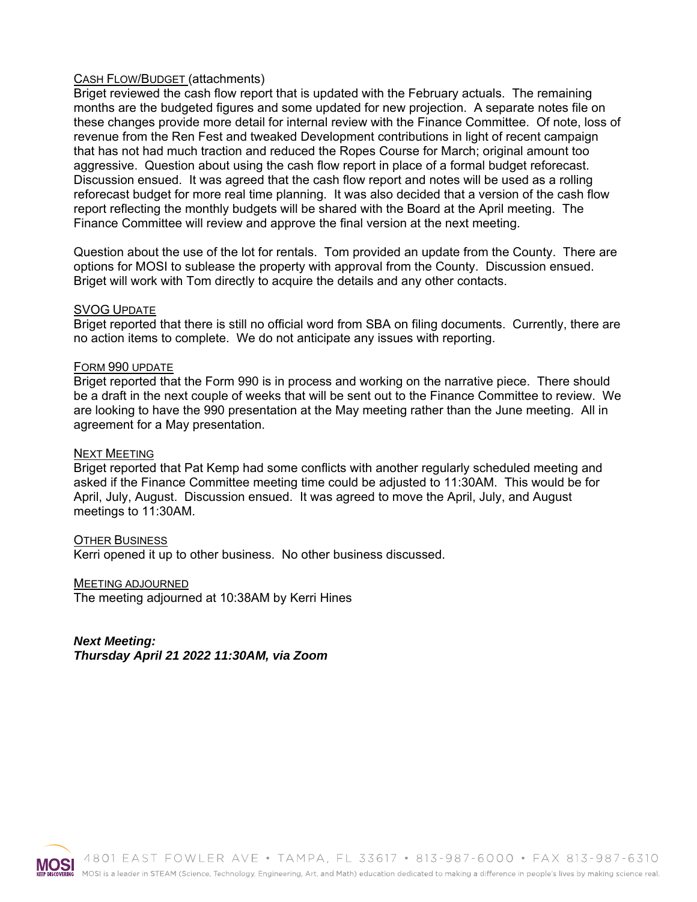<u>CASH FLOW/BUDGET</u> (attachments)

Briget reviewed the cash flow report that is updated with the February actuals. The remaining months are the budgeted figures and some updated for new projection. A separate notes file on these changes provide more detail for internal review with the Finance Committee. Of note, loss of revenue from the Ren Fest and tweaked Development contributions in light of recent campaign that has not had much traction and reduced the Ropes Course for March; original amount too aggressive. Question about using the cash flow report in place of a formal budget reforecast. Discussion ensued. It was agreed that the cash flow report and notes will be used as a rolling reforecast budget for more real time planning. It was also decided that a version of the cash flow report reflecting the monthly budgets will be shared with the Board at the April meeting. The Finance Committee will review and approve the final version at the next meeting.

Question about the use of the lot for rentals. Tom provided an update from the County. There are options for MOSI to sublease the property with approval from the County. Discussion ensued. Briget will work with Tom directly to acquire the details and any other contacts.

<u>SVOG UPDATE</u>

Briget reported that there is still no official word from SBA on filing documents. Currently, there are no action items to complete. We do not anticipate any issues with reporting.

<u>FORM 990 UPDATE</u>

Briget reported that the Form 990 is in process and working on the narrative piece. There should be a draft in the next couple of weeks that will be sent out to the Finance Committee to review. We are looking to have the 990 presentation at the May meeting rather than the June meeting. All in agreement for a May presentation.

<u>NEXT MEETING</u>

Briget reported that Pat Kemp had some conflicts with another regularly scheduled meeting and asked if the Finance Committee meeting time could be adjusted to 11:30AM. This would be for April, July, August. Discussion ensued. It was agreed to move the April, July, and August meetings to 11:30AM.

<u>OTHER BUSINESS</u>

Kerri opened it up to other business. No other business discussed.

<u>MEETING ADJOURNED</u>

The meeting adjourned at 10:38AM by Kerri Hines

***Next Meeting:***
***Thursday April 21 2022 11:30AM, via Zoom***